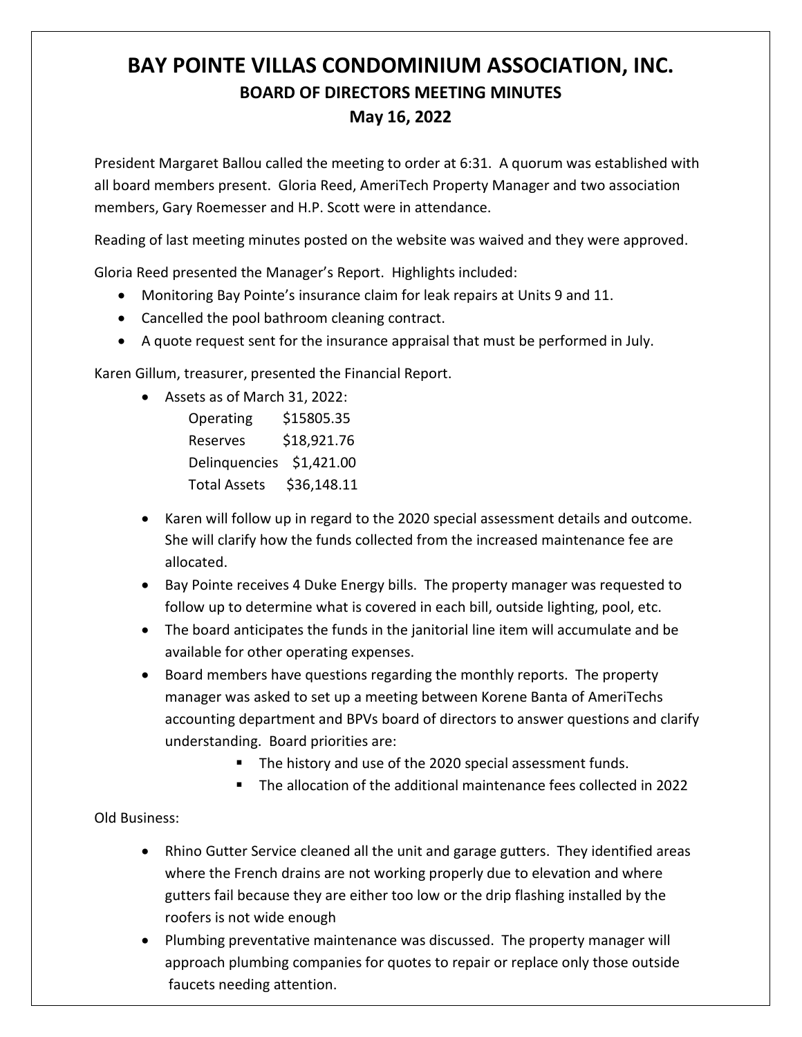# BAY POINTE VILLAS CONDOMINIUM ASSOCIATION, INC.

## BOARD OF DIRECTORS MEETING MINUTES

## May 16, 2022

President Margaret Ballou called the meeting to order at 6:31. A quorum was established with all board members present. Gloria Reed, AmeriTech Property Manager and two association members, Gary Roemesser and H.P. Scott were in attendance.

Reading of last meeting minutes posted on the website was waived and they were approved.

Gloria Reed presented the Manager's Report. Highlights included:

- Monitoring Bay Pointe's insurance claim for leak repairs at Units 9 and 11.
- Cancelled the pool bathroom cleaning contract.
- A quote request sent for the insurance appraisal that must be performed in July.

Karen Gillum, treasurer, presented the Financial Report.

- Assets as of March 31, 2022:
  - Operating $15805.35
  - Reserves $18,921.76
  - Delinquencies $1,421.00
  - Total Assets $36,148.11
- Karen will follow up in regard to the 2020 special assessment details and outcome. She will clarify how the funds collected from the increased maintenance fee are allocated.
- Bay Pointe receives 4 Duke Energy bills. The property manager was requested to follow up to determine what is covered in each bill, outside lighting, pool, etc.
- The board anticipates the funds in the janitorial line item will accumulate and be available for other operating expenses.
- Board members have questions regarding the monthly reports. The property manager was asked to set up a meeting between Korene Banta of AmeriTechs accounting department and BPVs board of directors to answer questions and clarify understanding. Board priorities are:
  - The history and use of the 2020 special assessment funds.
  - The allocation of the additional maintenance fees collected in 2022

Old Business:

- Rhino Gutter Service cleaned all the unit and garage gutters. They identified areas where the French drains are not working properly due to elevation and where gutters fail because they are either too low or the drip flashing installed by the roofers is not wide enough
- Plumbing preventative maintenance was discussed. The property manager will approach plumbing companies for quotes to repair or replace only those outside faucets needing attention.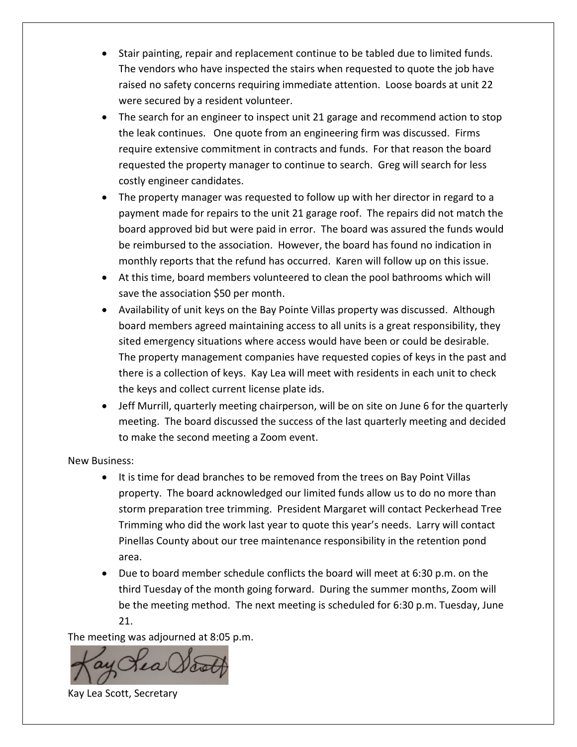- Stair painting, repair and replacement continue to be tabled due to limited funds. The vendors who have inspected the stairs when requested to quote the job have raised no safety concerns requiring immediate attention. Loose boards at unit 22 were secured by a resident volunteer.
- The search for an engineer to inspect unit 21 garage and recommend action to stop the leak continues. One quote from an engineering firm was discussed. Firms require extensive commitment in contracts and funds. For that reason the board requested the property manager to continue to search. Greg will search for less costly engineer candidates.
- The property manager was requested to follow up with her director in regard to a payment made for repairs to the unit 21 garage roof. The repairs did not match the board approved bid but were paid in error. The board was assured the funds would be reimbursed to the association. However, the board has found no indication in monthly reports that the refund has occurred. Karen will follow up on this issue.
- At this time, board members volunteered to clean the pool bathrooms which will save the association $50 per month.
- Availability of unit keys on the Bay Pointe Villas property was discussed. Although board members agreed maintaining access to all units is a great responsibility, they sited emergency situations where access would have been or could be desirable. The property management companies have requested copies of keys in the past and there is a collection of keys. Kay Lea will meet with residents in each unit to check the keys and collect current license plate ids.
- Jeff Murrill, quarterly meeting chairperson, will be on site on June 6 for the quarterly meeting. The board discussed the success of the last quarterly meeting and decided to make the second meeting a Zoom event.

New Business:

- It is time for dead branches to be removed from the trees on Bay Point Villas property. The board acknowledged our limited funds allow us to do no more than storm preparation tree trimming. President Margaret will contact Peckerhead Tree Trimming who did the work last year to quote this year's needs. Larry will contact Pinellas County about our tree maintenance responsibility in the retention pond area.
- Due to board member schedule conflicts the board will meet at 6:30 p.m. on the third Tuesday of the month going forward. During the summer months, Zoom will be the meeting method. The next meeting is scheduled for 6:30 p.m. Tuesday, June 21.

The meeting was adjourned at 8:05 p.m.

Kay Lea Scott

Kay Lea Scott, Secretary